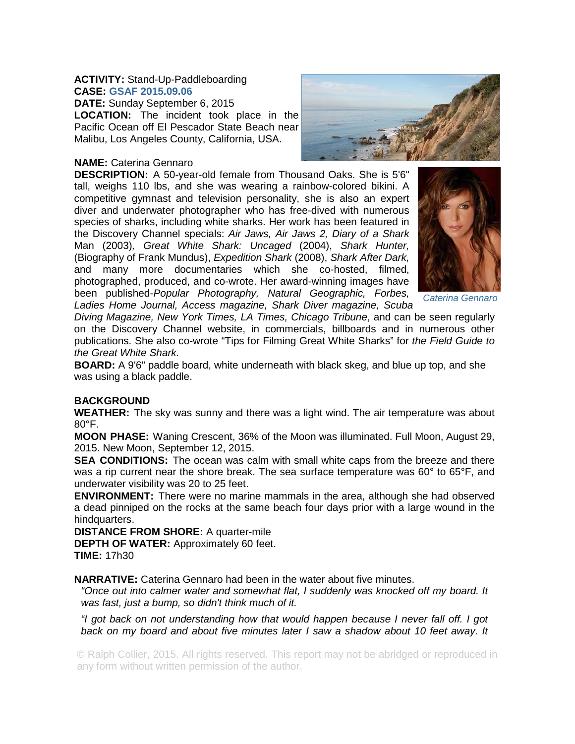**ACTIVITY:** Stand-Up-Paddleboarding
**CASE:** GSAF 2015.09.06
**DATE:** Sunday September 6, 2015
**LOCATION:** The incident took place in the Pacific Ocean off El Pescador State Beach near Malibu, Los Angeles County, California, USA.

**NAME:** Caterina Gennaro
**DESCRIPTION:** A 50-year-old female from Thousand Oaks. She is 5'6" tall, weighs 110 lbs, and she was wearing a rainbow-colored bikini. A competitive gymnast and television personality, she is also an expert diver and underwater photographer who has free-dived with numerous species of sharks, including white sharks. Her work has been featured in the Discovery Channel specials: *Air Jaws, Air Jaws 2, Diary of a Shark* Man (2003)*, Great White Shark: Uncaged* (2004), *Shark Hunter,* (Biography of Frank Mundus), *Expedition Shark* (2008), *Shark After Dark,* and many more documentaries which she co-hosted, filmed, photographed, produced, and co-wrote. Her award-winning images have been published-*Popular Photography, Natural Geographic, Forbes, Ladies Home Journal, Access magazine, Shark Diver magazine, Scuba Diving Magazine, New York Times, LA Times, Chicago Tribune*, and can be seen regularly on the Discovery Channel website, in commercials, billboards and in numerous other publications. She also co-wrote "Tips for Filming Great White Sharks" for *the Field Guide to the Great White Shark.*

*Caterina Gennaro*

**BOARD:** A 9'6" paddle board, white underneath with black skeg, and blue up top, and she was using a black paddle.

**BACKGROUND**

**WEATHER:** The sky was sunny and there was a light wind. The air temperature was about 80°F.

**MOON PHASE:** Waning Crescent, 36% of the Moon was illuminated. Full Moon, August 29, 2015. New Moon, September 12, 2015.

**SEA CONDITIONS:** The ocean was calm with small white caps from the breeze and there was a rip current near the shore break. The sea surface temperature was 60° to 65°F, and underwater visibility was 20 to 25 feet.

**ENVIRONMENT:** There were no marine mammals in the area, although she had observed a dead pinniped on the rocks at the same beach four days prior with a large wound in the hindquarters.

**DISTANCE FROM SHORE:** A quarter-mile

**DEPTH OF WATER:** Approximately 60 feet.

**TIME:** 17h30

**NARRATIVE:** Caterina Gennaro had been in the water about five minutes.

*"Once out into calmer water and somewhat flat, I suddenly was knocked off my board. It was fast, just a bump, so didn't think much of it.*

*"I got back on not understanding how that would happen because I never fall off. I got back on my board and about five minutes later I saw a shadow about 10 feet away. It*

© Ralph Collier, 2015. All rights reserved. This report may not be abridged or reproduced in any form without written permission of the author.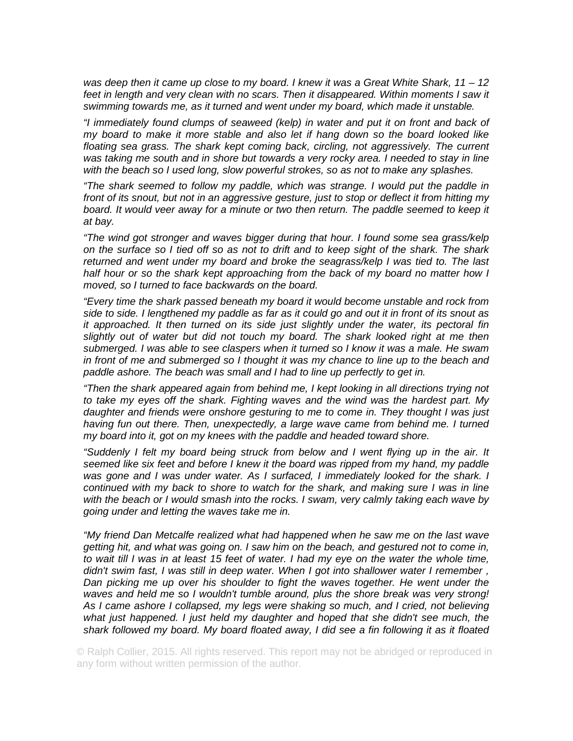*was deep then it came up close to my board. I knew it was a Great White Shark, 11 – 12 feet in length and very clean with no scars. Then it disappeared. Within moments I saw it swimming towards me, as it turned and went under my board, which made it unstable.*

*“I immediately found clumps of seaweed (kelp) in water and put it on front and back of my board to make it more stable and also let if hang down so the board looked like floating sea grass. The shark kept coming back, circling, not aggressively. The current was taking me south and in shore but towards a very rocky area. I needed to stay in line with the beach so I used long, slow powerful strokes, so as not to make any splashes.*

*“The shark seemed to follow my paddle, which was strange. I would put the paddle in front of its snout, but not in an aggressive gesture, just to stop or deflect it from hitting my board. It would veer away for a minute or two then return. The paddle seemed to keep it at bay.*

*“The wind got stronger and waves bigger during that hour. I found some sea grass/kelp on the surface so I tied off so as not to drift and to keep sight of the shark. The shark returned and went under my board and broke the seagrass/kelp I was tied to. The last half hour or so the shark kept approaching from the back of my board no matter how I moved, so I turned to face backwards on the board.*

*“Every time the shark passed beneath my board it would become unstable and rock from side to side. I lengthened my paddle as far as it could go and out it in front of its snout as it approached. It then turned on its side just slightly under the water, its pectoral fin slightly out of water but did not touch my board. The shark looked right at me then submerged. I was able to see claspers when it turned so I know it was a male. He swam in front of me and submerged so I thought it was my chance to line up to the beach and paddle ashore. The beach was small and I had to line up perfectly to get in.*

*“Then the shark appeared again from behind me, I kept looking in all directions trying not to take my eyes off the shark. Fighting waves and the wind was the hardest part. My daughter and friends were onshore gesturing to me to come in. They thought I was just having fun out there. Then, unexpectedly, a large wave came from behind me. I turned my board into it, got on my knees with the paddle and headed toward shore.*

*“Suddenly I felt my board being struck from below and I went flying up in the air. It seemed like six feet and before I knew it the board was ripped from my hand, my paddle was gone and I was under water. As I surfaced, I immediately looked for the shark. I continued with my back to shore to watch for the shark, and making sure I was in line with the beach or I would smash into the rocks. I swam, very calmly taking each wave by going under and letting the waves take me in.*

*“My friend Dan Metcalfe realized what had happened when he saw me on the last wave getting hit, and what was going on. I saw him on the beach, and gestured not to come in, to wait till I was in at least 15 feet of water. I had my eye on the water the whole time, didn't swim fast, I was still in deep water. When I got into shallower water I remember , Dan picking me up over his shoulder to fight the waves together. He went under the waves and held me so I wouldn't tumble around, plus the shore break was very strong! As I came ashore I collapsed, my legs were shaking so much, and I cried, not believing what just happened. I just held my daughter and hoped that she didn't see much, the shark followed my board. My board floated away, I did see a fin following it as it floated*

© Ralph Collier, 2015. All rights reserved. This report may not be abridged or reproduced in any form without written permission of the author.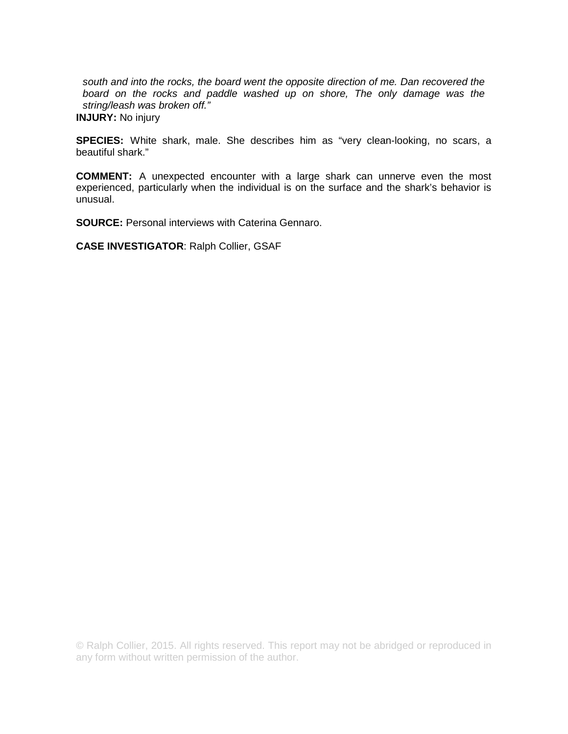*south and into the rocks, the board went the opposite direction of me. Dan recovered the board on the rocks and paddle washed up on shore, The only damage was the string/leash was broken off."*

**INJURY:** No injury

**SPECIES:** White shark, male. She describes him as "very clean-looking, no scars, a beautiful shark."

**COMMENT:** A unexpected encounter with a large shark can unnerve even the most experienced, particularly when the individual is on the surface and the shark's behavior is unusual.

**SOURCE:** Personal interviews with Caterina Gennaro.

**CASE INVESTIGATOR**: Ralph Collier, GSAF

© Ralph Collier, 2015. All rights reserved. This report may not be abridged or reproduced in any form without written permission of the author.